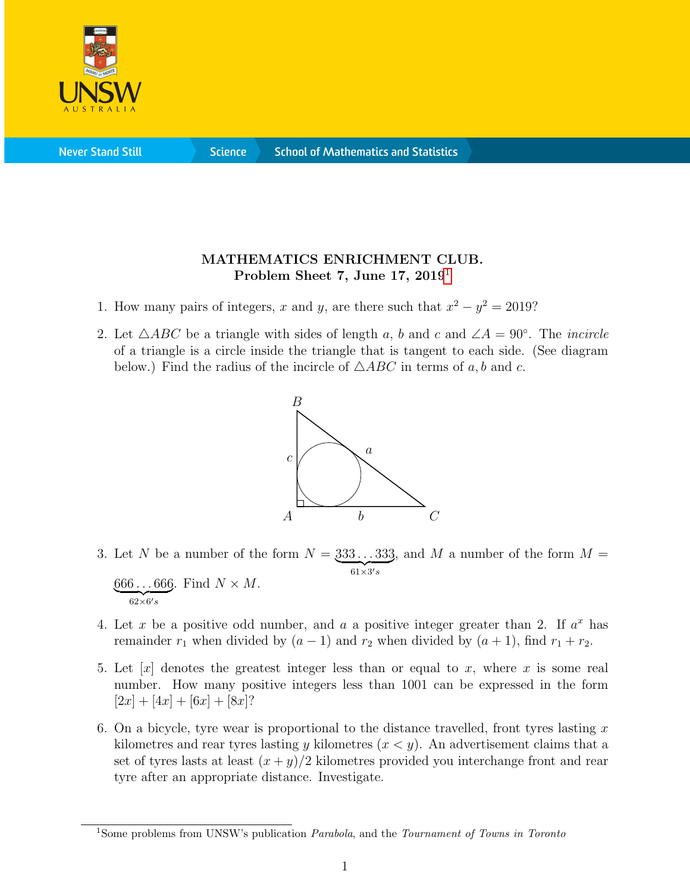**MATHEMATICS ENRICHMENT CLUB.**
**Problem Sheet 7, June 17, 2019**[1]

1. How many pairs of integers, $x$ and $y$, are there such that $x^2 - y^2 = 2019$?

2. Let $\triangle ABC$ be a triangle with sides of length $a$, $b$ and $c$ and $\angle A = 90°$. The *incircle* of a triangle is a circle inside the triangle that is tangent to each side. (See diagram below.) Find the radius of the incircle of $\triangle ABC$ in terms of $a, b$ and $c$.

3. Let $N$ be a number of the form $N = \underbrace{333\ldots333}_{61\times 3's}$, and $M$ a number of the form $M = \underbrace{666\ldots666}_{62\times 6's}$. Find $N \times M$.

4. Let $x$ be a positive odd number, and $a$ a positive integer greater than 2. If $a^x$ has remainder $r_1$ when divided by $(a-1)$ and $r_2$ when divided by $(a+1)$, find $r_1 + r_2$.

5. Let $[x]$ denotes the greatest integer less than or equal to $x$, where $x$ is some real number. How many positive integers less than 1001 can be expressed in the form $[2x] + [4x] + [6x] + [8x]$?

6. On a bicycle, tyre wear is proportional to the distance travelled, front tyres lasting $x$ kilometres and rear tyres lasting $y$ kilometres ($x < y$). An advertisement claims that a set of tyres lasts at least $(x + y)/2$ kilometres provided you interchange front and rear tyre after an appropriate distance. Investigate.

---

[1] Some problems from UNSW's publication *Parabola*, and the *Tournament of Towns in Toronto*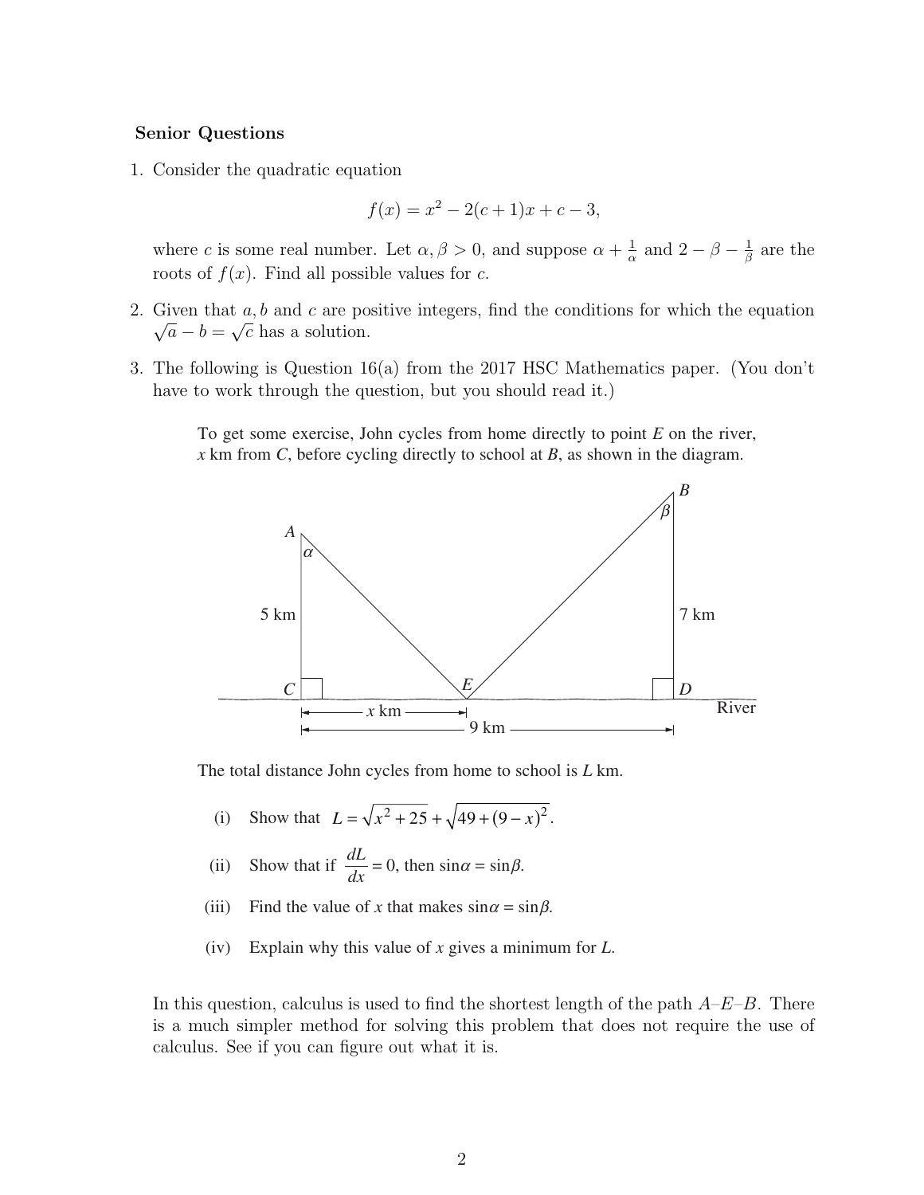**Senior Questions**

1. Consider the quadratic equation

$$f(x) = x^2 - 2(c+1)x + c - 3,$$

where $c$ is some real number. Let $\alpha, \beta > 0$, and suppose $\alpha + \frac{1}{\alpha}$ and $2 - \beta - \frac{1}{\beta}$ are the roots of $f(x)$. Find all possible values for $c$.

2. Given that $a, b$ and $c$ are positive integers, find the conditions for which the equation $\sqrt{a} - b = \sqrt{c}$ has a solution.

3. The following is Question 16(a) from the 2017 HSC Mathematics paper. (You don't have to work through the question, but you should read it.)

> To get some exercise, John cycles from home directly to point $E$ on the river, $x$ km from $C$, before cycling directly to school at $B$, as shown in the diagram.
>
> B
> β
> A
> α
> 5 km
> 7 km
> C
> E
> D
> x km
> 9 km
> River
>
> The total distance John cycles from home to school is $L$ km.
>
> (i) Show that $L = \sqrt{x^2 + 25} + \sqrt{49 + (9 - x)^2}$.
>
> (ii) Show that if $\dfrac{dL}{dx} = 0$, then $\sin\alpha = \sin\beta$.
>
> (iii) Find the value of $x$ that makes $\sin\alpha = \sin\beta$.
>
> (iv) Explain why this value of $x$ gives a minimum for $L$.

In this question, calculus is used to find the shortest length of the path $A$–$E$–$B$. There is a much simpler method for solving this problem that does not require the use of calculus. See if you can figure out what it is.